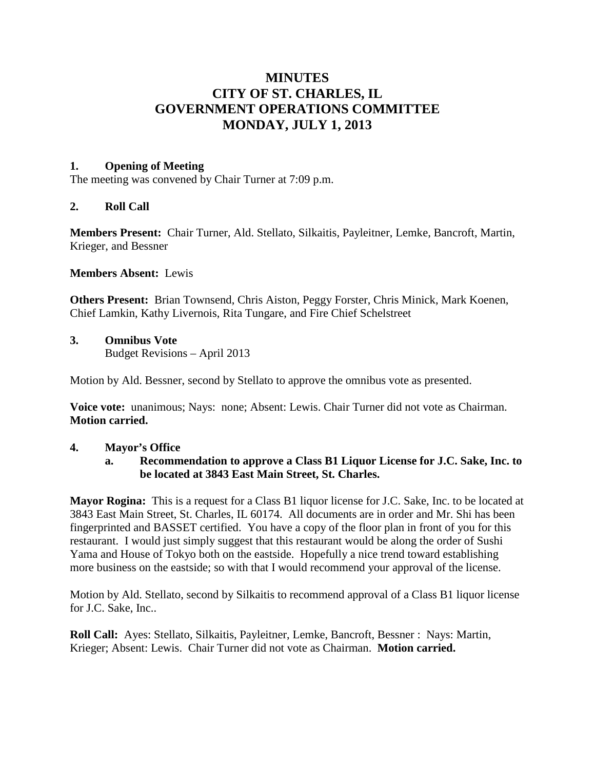# MINUTES
# CITY OF ST. CHARLES, IL
# GOVERNMENT OPERATIONS COMMITTEE
# MONDAY, JULY 1, 2013

## 1. Opening of Meeting

The meeting was convened by Chair Turner at 7:09 p.m.

## 2. Roll Call

**Members Present:** Chair Turner, Ald. Stellato, Silkaitis, Payleitner, Lemke, Bancroft, Martin, Krieger, and Bessner

**Members Absent:** Lewis

**Others Present:** Brian Townsend, Chris Aiston, Peggy Forster, Chris Minick, Mark Koenen, Chief Lamkin, Kathy Livernois, Rita Tungare, and Fire Chief Schelstreet

## 3. Omnibus Vote

Budget Revisions – April 2013

Motion by Ald. Bessner, second by Stellato to approve the omnibus vote as presented.

**Voice vote:** unanimous; Nays: none; Absent: Lewis. Chair Turner did not vote as Chairman. **Motion carried.**

## 4. Mayor's Office

### a. Recommendation to approve a Class B1 Liquor License for J.C. Sake, Inc. to be located at 3843 East Main Street, St. Charles.

**Mayor Rogina:** This is a request for a Class B1 liquor license for J.C. Sake, Inc. to be located at 3843 East Main Street, St. Charles, IL 60174. All documents are in order and Mr. Shi has been fingerprinted and BASSET certified. You have a copy of the floor plan in front of you for this restaurant. I would just simply suggest that this restaurant would be along the order of Sushi Yama and House of Tokyo both on the eastside. Hopefully a nice trend toward establishing more business on the eastside; so with that I would recommend your approval of the license.

Motion by Ald. Stellato, second by Silkaitis to recommend approval of a Class B1 liquor license for J.C. Sake, Inc..

**Roll Call:** Ayes: Stellato, Silkaitis, Payleitner, Lemke, Bancroft, Bessner : Nays: Martin, Krieger; Absent: Lewis. Chair Turner did not vote as Chairman. **Motion carried.**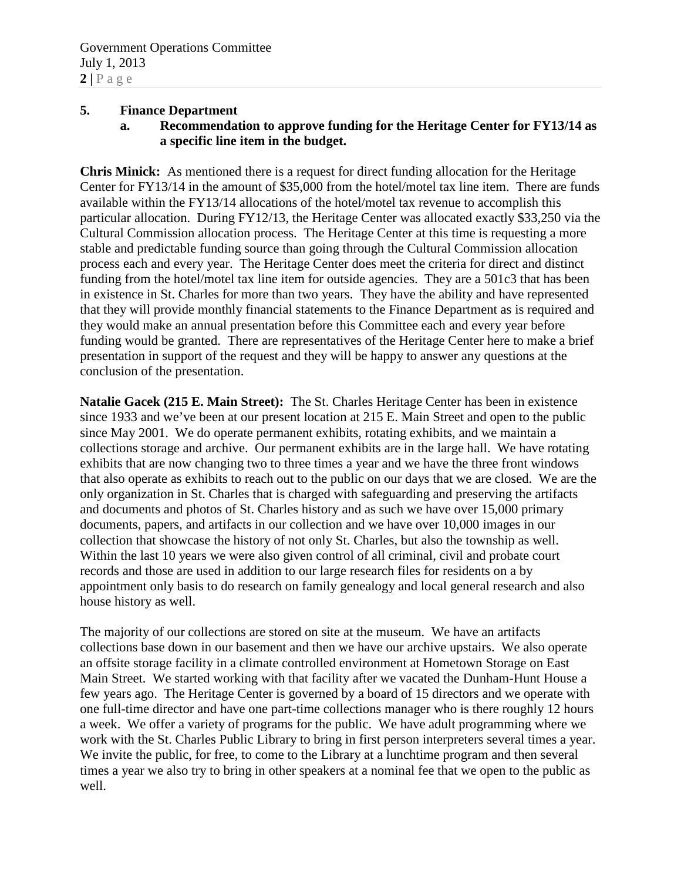**5. Finance Department**

**a. Recommendation to approve funding for the Heritage Center for FY13/14 as a specific line item in the budget.**

**Chris Minick:** As mentioned there is a request for direct funding allocation for the Heritage Center for FY13/14 in the amount of $35,000 from the hotel/motel tax line item. There are funds available within the FY13/14 allocations of the hotel/motel tax revenue to accomplish this particular allocation. During FY12/13, the Heritage Center was allocated exactly $33,250 via the Cultural Commission allocation process. The Heritage Center at this time is requesting a more stable and predictable funding source than going through the Cultural Commission allocation process each and every year. The Heritage Center does meet the criteria for direct and distinct funding from the hotel/motel tax line item for outside agencies. They are a 501c3 that has been in existence in St. Charles for more than two years. They have the ability and have represented that they will provide monthly financial statements to the Finance Department as is required and they would make an annual presentation before this Committee each and every year before funding would be granted. There are representatives of the Heritage Center here to make a brief presentation in support of the request and they will be happy to answer any questions at the conclusion of the presentation.

**Natalie Gacek (215 E. Main Street):** The St. Charles Heritage Center has been in existence since 1933 and we've been at our present location at 215 E. Main Street and open to the public since May 2001. We do operate permanent exhibits, rotating exhibits, and we maintain a collections storage and archive. Our permanent exhibits are in the large hall. We have rotating exhibits that are now changing two to three times a year and we have the three front windows that also operate as exhibits to reach out to the public on our days that we are closed. We are the only organization in St. Charles that is charged with safeguarding and preserving the artifacts and documents and photos of St. Charles history and as such we have over 15,000 primary documents, papers, and artifacts in our collection and we have over 10,000 images in our collection that showcase the history of not only St. Charles, but also the township as well. Within the last 10 years we were also given control of all criminal, civil and probate court records and those are used in addition to our large research files for residents on a by appointment only basis to do research on family genealogy and local general research and also house history as well.

The majority of our collections are stored on site at the museum. We have an artifacts collections base down in our basement and then we have our archive upstairs. We also operate an offsite storage facility in a climate controlled environment at Hometown Storage on East Main Street. We started working with that facility after we vacated the Dunham-Hunt House a few years ago. The Heritage Center is governed by a board of 15 directors and we operate with one full-time director and have one part-time collections manager who is there roughly 12 hours a week. We offer a variety of programs for the public. We have adult programming where we work with the St. Charles Public Library to bring in first person interpreters several times a year. We invite the public, for free, to come to the Library at a lunchtime program and then several times a year we also try to bring in other speakers at a nominal fee that we open to the public as well.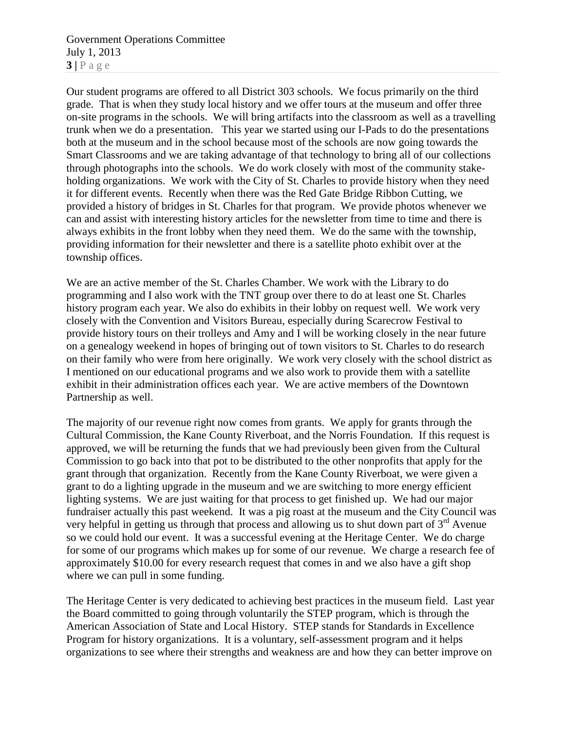Our student programs are offered to all District 303 schools. We focus primarily on the third grade. That is when they study local history and we offer tours at the museum and offer three on-site programs in the schools. We will bring artifacts into the classroom as well as a travelling trunk when we do a presentation. This year we started using our I-Pads to do the presentations both at the museum and in the school because most of the schools are now going towards the Smart Classrooms and we are taking advantage of that technology to bring all of our collections through photographs into the schools. We do work closely with most of the community stake-holding organizations. We work with the City of St. Charles to provide history when they need it for different events. Recently when there was the Red Gate Bridge Ribbon Cutting, we provided a history of bridges in St. Charles for that program. We provide photos whenever we can and assist with interesting history articles for the newsletter from time to time and there is always exhibits in the front lobby when they need them. We do the same with the township, providing information for their newsletter and there is a satellite photo exhibit over at the township offices.

We are an active member of the St. Charles Chamber. We work with the Library to do programming and I also work with the TNT group over there to do at least one St. Charles history program each year. We also do exhibits in their lobby on request well. We work very closely with the Convention and Visitors Bureau, especially during Scarecrow Festival to provide history tours on their trolleys and Amy and I will be working closely in the near future on a genealogy weekend in hopes of bringing out of town visitors to St. Charles to do research on their family who were from here originally. We work very closely with the school district as I mentioned on our educational programs and we also work to provide them with a satellite exhibit in their administration offices each year. We are active members of the Downtown Partnership as well.

The majority of our revenue right now comes from grants. We apply for grants through the Cultural Commission, the Kane County Riverboat, and the Norris Foundation. If this request is approved, we will be returning the funds that we had previously been given from the Cultural Commission to go back into that pot to be distributed to the other nonprofits that apply for the grant through that organization. Recently from the Kane County Riverboat, we were given a grant to do a lighting upgrade in the museum and we are switching to more energy efficient lighting systems. We are just waiting for that process to get finished up. We had our major fundraiser actually this past weekend. It was a pig roast at the museum and the City Council was very helpful in getting us through that process and allowing us to shut down part of 3rd Avenue so we could hold our event. It was a successful evening at the Heritage Center. We do charge for some of our programs which makes up for some of our revenue. We charge a research fee of approximately $10.00 for every research request that comes in and we also have a gift shop where we can pull in some funding.

The Heritage Center is very dedicated to achieving best practices in the museum field. Last year the Board committed to going through voluntarily the STEP program, which is through the American Association of State and Local History. STEP stands for Standards in Excellence Program for history organizations. It is a voluntary, self-assessment program and it helps organizations to see where their strengths and weakness are and how they can better improve on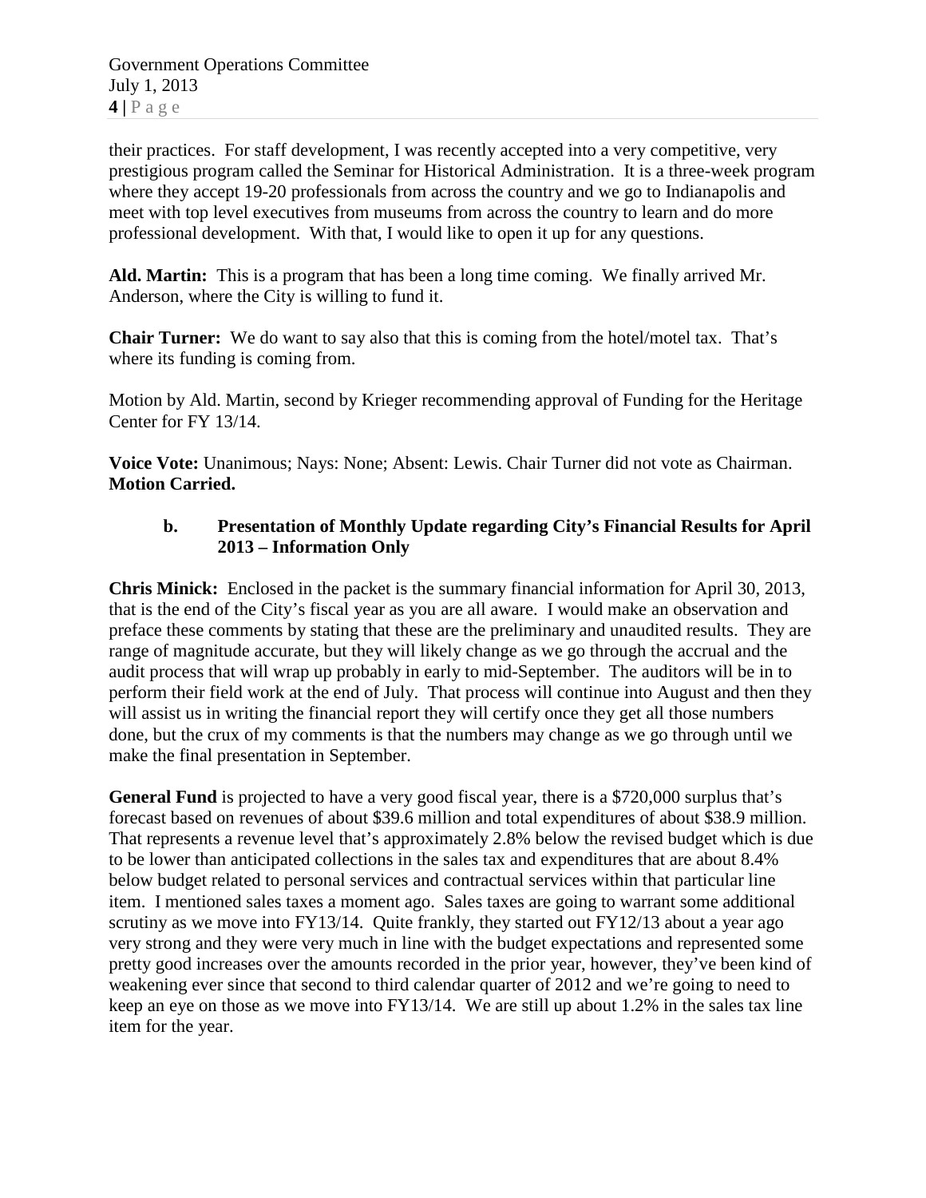their practices. For staff development, I was recently accepted into a very competitive, very prestigious program called the Seminar for Historical Administration. It is a three-week program where they accept 19-20 professionals from across the country and we go to Indianapolis and meet with top level executives from museums from across the country to learn and do more professional development. With that, I would like to open it up for any questions.

**Ald. Martin:** This is a program that has been a long time coming. We finally arrived Mr. Anderson, where the City is willing to fund it.

**Chair Turner:** We do want to say also that this is coming from the hotel/motel tax. That's where its funding is coming from.

Motion by Ald. Martin, second by Krieger recommending approval of Funding for the Heritage Center for FY 13/14.

**Voice Vote:** Unanimous; Nays: None; Absent: Lewis. Chair Turner did not vote as Chairman. **Motion Carried.**

**b. Presentation of Monthly Update regarding City's Financial Results for April 2013 – Information Only**

**Chris Minick:** Enclosed in the packet is the summary financial information for April 30, 2013, that is the end of the City's fiscal year as you are all aware. I would make an observation and preface these comments by stating that these are the preliminary and unaudited results. They are range of magnitude accurate, but they will likely change as we go through the accrual and the audit process that will wrap up probably in early to mid-September. The auditors will be in to perform their field work at the end of July. That process will continue into August and then they will assist us in writing the financial report they will certify once they get all those numbers done, but the crux of my comments is that the numbers may change as we go through until we make the final presentation in September.

**General Fund** is projected to have a very good fiscal year, there is a $720,000 surplus that's forecast based on revenues of about $39.6 million and total expenditures of about $38.9 million. That represents a revenue level that's approximately 2.8% below the revised budget which is due to be lower than anticipated collections in the sales tax and expenditures that are about 8.4% below budget related to personal services and contractual services within that particular line item. I mentioned sales taxes a moment ago. Sales taxes are going to warrant some additional scrutiny as we move into FY13/14. Quite frankly, they started out FY12/13 about a year ago very strong and they were very much in line with the budget expectations and represented some pretty good increases over the amounts recorded in the prior year, however, they've been kind of weakening ever since that second to third calendar quarter of 2012 and we're going to need to keep an eye on those as we move into FY13/14. We are still up about 1.2% in the sales tax line item for the year.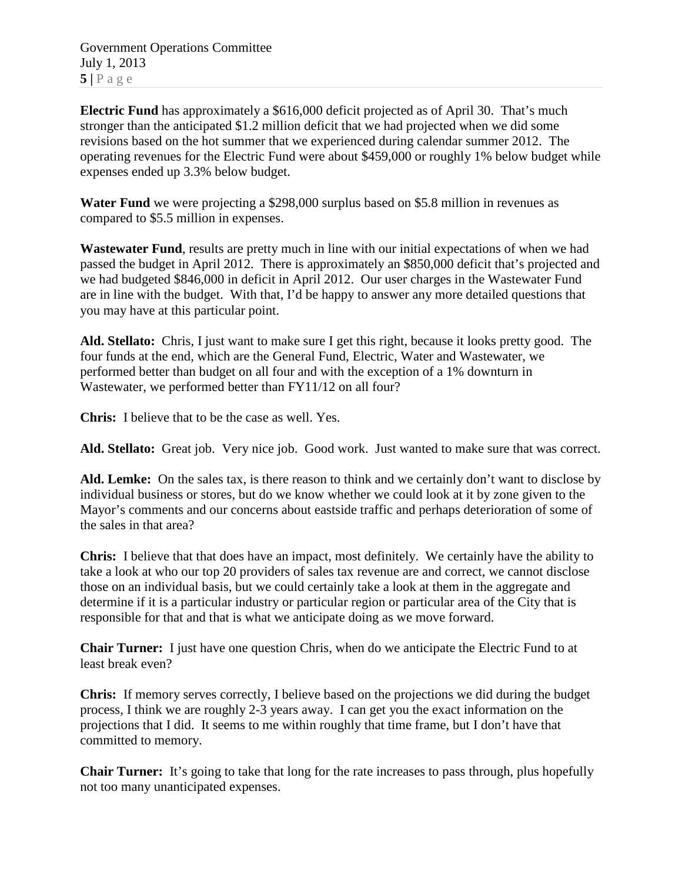**Electric Fund** has approximately a $616,000 deficit projected as of April 30. That's much stronger than the anticipated $1.2 million deficit that we had projected when we did some revisions based on the hot summer that we experienced during calendar summer 2012. The operating revenues for the Electric Fund were about $459,000 or roughly 1% below budget while expenses ended up 3.3% below budget.

**Water Fund** we were projecting a $298,000 surplus based on $5.8 million in revenues as compared to $5.5 million in expenses.

**Wastewater Fund**, results are pretty much in line with our initial expectations of when we had passed the budget in April 2012. There is approximately an $850,000 deficit that's projected and we had budgeted $846,000 in deficit in April 2012. Our user charges in the Wastewater Fund are in line with the budget. With that, I'd be happy to answer any more detailed questions that you may have at this particular point.

**Ald. Stellato:** Chris, I just want to make sure I get this right, because it looks pretty good. The four funds at the end, which are the General Fund, Electric, Water and Wastewater, we performed better than budget on all four and with the exception of a 1% downturn in Wastewater, we performed better than FY11/12 on all four?

**Chris:** I believe that to be the case as well. Yes.

**Ald. Stellato:** Great job. Very nice job. Good work. Just wanted to make sure that was correct.

**Ald. Lemke:** On the sales tax, is there reason to think and we certainly don't want to disclose by individual business or stores, but do we know whether we could look at it by zone given to the Mayor's comments and our concerns about eastside traffic and perhaps deterioration of some of the sales in that area?

**Chris:** I believe that that does have an impact, most definitely. We certainly have the ability to take a look at who our top 20 providers of sales tax revenue are and correct, we cannot disclose those on an individual basis, but we could certainly take a look at them in the aggregate and determine if it is a particular industry or particular region or particular area of the City that is responsible for that and that is what we anticipate doing as we move forward.

**Chair Turner:** I just have one question Chris, when do we anticipate the Electric Fund to at least break even?

**Chris:** If memory serves correctly, I believe based on the projections we did during the budget process, I think we are roughly 2-3 years away. I can get you the exact information on the projections that I did. It seems to me within roughly that time frame, but I don't have that committed to memory.

**Chair Turner:** It's going to take that long for the rate increases to pass through, plus hopefully not too many unanticipated expenses.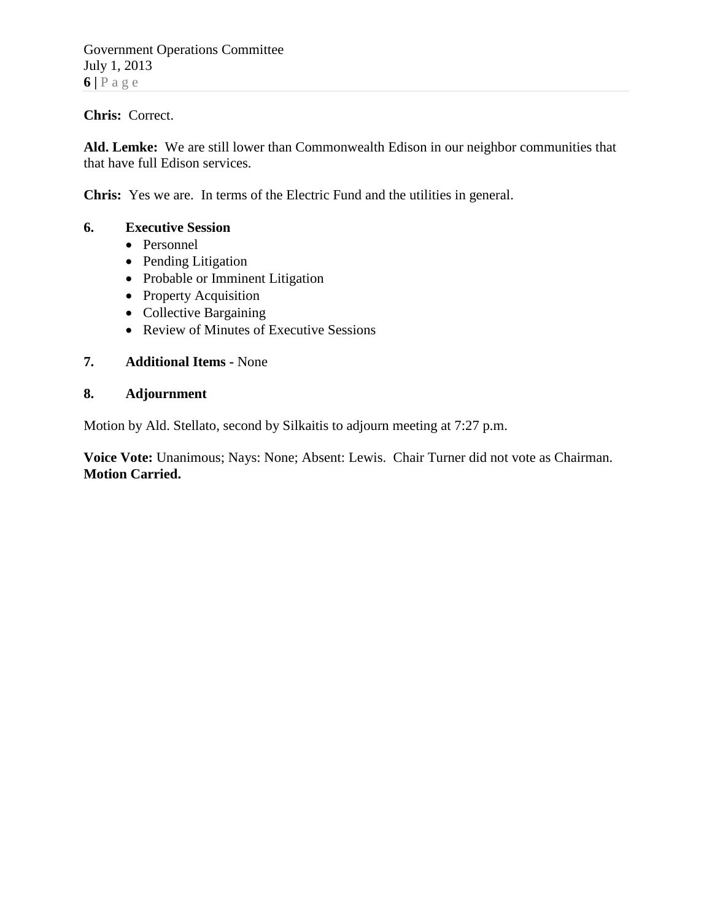**Chris:** Correct.

**Ald. Lemke:** We are still lower than Commonwealth Edison in our neighbor communities that that have full Edison services.

**Chris:** Yes we are. In terms of the Electric Fund and the utilities in general.

**6. Executive Session**

- Personnel
- Pending Litigation
- Probable or Imminent Litigation
- Property Acquisition
- Collective Bargaining
- Review of Minutes of Executive Sessions

**7. Additional Items -** None

**8. Adjournment**

Motion by Ald. Stellato, second by Silkaitis to adjourn meeting at 7:27 p.m.

**Voice Vote:** Unanimous; Nays: None; Absent: Lewis. Chair Turner did not vote as Chairman.
**Motion Carried.**